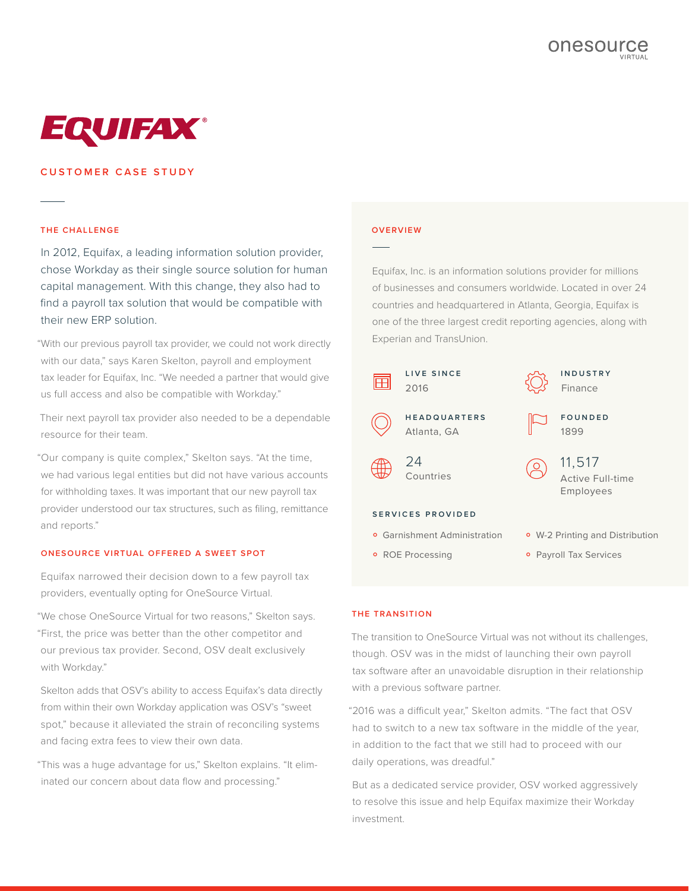# EQUIFAX

## CUSTOMER CASE STUDY

### THE CHALLENGE

In 2012, Equifax, a leading information solution provider, chose Workday as their single source solution for human capital management. With this change, they also had to find a payroll tax solution that would be compatible with their new ERP solution.

"With our previous payroll tax provider, we could not work directly with our data," says Karen Skelton, payroll and employment tax leader for Equifax, Inc. "We needed a partner that would give us full access and also be compatible with Workday."

Their next payroll tax provider also needed to be a dependable resource for their team.

"Our company is quite complex," Skelton says. "At the time, we had various legal entities but did not have various accounts for withholding taxes. It was important that our new payroll tax provider understood our tax structures, such as filing, remittance and reports."

### ONESOURCE VIRTUAL OFFERED A SWEET SPOT

Equifax narrowed their decision down to a few payroll tax providers, eventually opting for OneSource Virtual.

"We chose OneSource Virtual for two reasons," Skelton says. "First, the price was better than the other competitor and our previous tax provider. Second, OSV dealt exclusively with Workday."

Skelton adds that OSV's ability to access Equifax's data directly from within their own Workday application was OSV's "sweet spot," because it alleviated the strain of reconciling systems and facing extra fees to view their own data.

"This was a huge advantage for us," Skelton explains. "It eliminated our concern about data flow and processing."

### OVERVIEW

Equifax, Inc. is an information solutions provider for millions of businesses and consumers worldwide. Located in over 24 countries and headquartered in Atlanta, Georgia, Equifax is one of the three largest credit reporting agencies, along with Experian and TransUnion.

**LIVE SINCE**
2016

**INDUSTRY**
Finance

**HEADQUARTERS**
Atlanta, GA

**FOUNDED**
1899

**24**
Countries

**11,517**
Active Full-time Employees

**SERVICES PROVIDED**

- Garnishment Administration
- W-2 Printing and Distribution
- ROE Processing
- Payroll Tax Services

### THE TRANSITION

The transition to OneSource Virtual was not without its challenges, though. OSV was in the midst of launching their own payroll tax software after an unavoidable disruption in their relationship with a previous software partner.

"2016 was a difficult year," Skelton admits. "The fact that OSV had to switch to a new tax software in the middle of the year, in addition to the fact that we still had to proceed with our daily operations, was dreadful."

But as a dedicated service provider, OSV worked aggressively to resolve this issue and help Equifax maximize their Workday investment.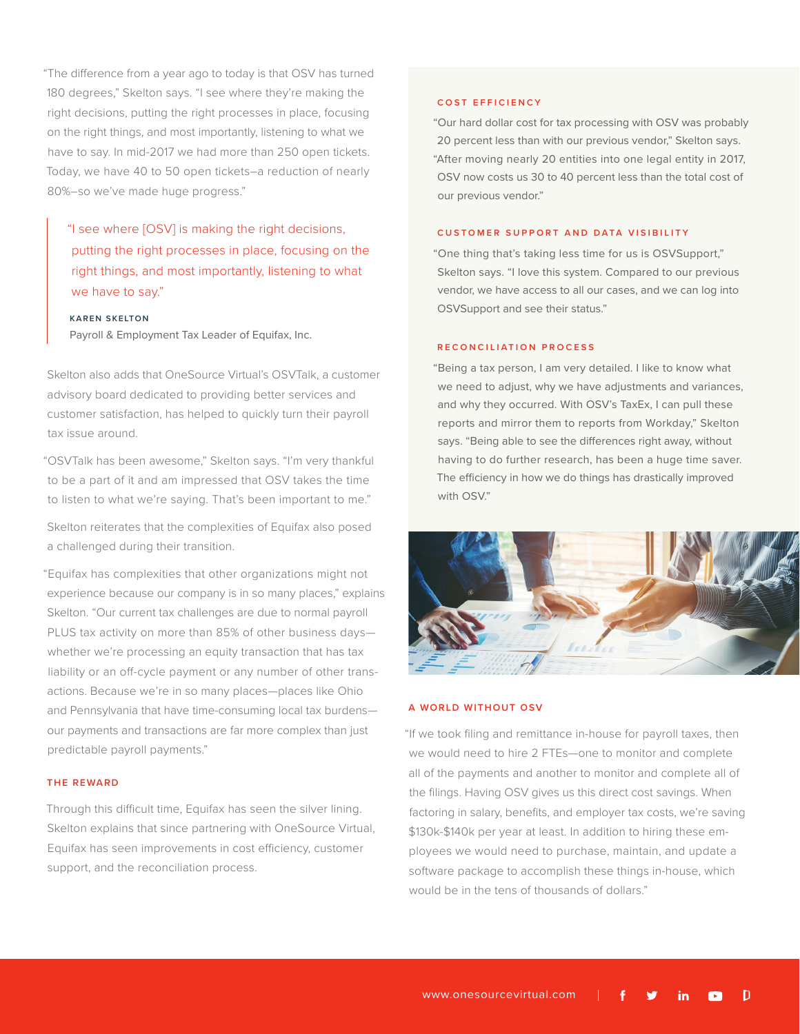"The difference from a year ago to today is that OSV has turned 180 degrees," Skelton says. "I see where they're making the right decisions, putting the right processes in place, focusing on the right things, and most importantly, listening to what we have to say. In mid-2017 we had more than 250 open tickets. Today, we have 40 to 50 open tickets–a reduction of nearly 80%–so we've made huge progress."

> "I see where [OSV] is making the right decisions, putting the right processes in place, focusing on the right things, and most importantly, listening to what we have to say."
>
> **KAREN SKELTON**
> Payroll & Employment Tax Leader of Equifax, Inc.

Skelton also adds that OneSource Virtual's OSVTalk, a customer advisory board dedicated to providing better services and customer satisfaction, has helped to quickly turn their payroll tax issue around.

"OSVTalk has been awesome," Skelton says. "I'm very thankful to be a part of it and am impressed that OSV takes the time to listen to what we're saying. That's been important to me."

Skelton reiterates that the complexities of Equifax also posed a challenged during their transition.

"Equifax has complexities that other organizations might not experience because our company is in so many places," explains Skelton. "Our current tax challenges are due to normal payroll PLUS tax activity on more than 85% of other business days—whether we're processing an equity transaction that has tax liability or an off-cycle payment or any number of other transactions. Because we're in so many places—places like Ohio and Pennsylvania that have time-consuming local tax burdens—our payments and transactions are far more complex than just predictable payroll payments."

## THE REWARD

Through this difficult time, Equifax has seen the silver lining. Skelton explains that since partnering with OneSource Virtual, Equifax has seen improvements in cost efficiency, customer support, and the reconciliation process.

### COST EFFICIENCY

"Our hard dollar cost for tax processing with OSV was probably 20 percent less than with our previous vendor," Skelton says. "After moving nearly 20 entities into one legal entity in 2017, OSV now costs us 30 to 40 percent less than the total cost of our previous vendor."

### CUSTOMER SUPPORT AND DATA VISIBILITY

"One thing that's taking less time for us is OSVSupport," Skelton says. "I love this system. Compared to our previous vendor, we have access to all our cases, and we can log into OSVSupport and see their status."

### RECONCILIATION PROCESS

"Being a tax person, I am very detailed. I like to know what we need to adjust, why we have adjustments and variances, and why they occurred. With OSV's TaxEx, I can pull these reports and mirror them to reports from Workday," Skelton says. "Being able to see the differences right away, without having to do further research, has been a huge time saver. The efficiency in how we do things has drastically improved with OSV."

## A WORLD WITHOUT OSV

"If we took filing and remittance in-house for payroll taxes, then we would need to hire 2 FTEs—one to monitor and complete all of the payments and another to monitor and complete all of the filings. Having OSV gives us this direct cost savings. When factoring in salary, benefits, and employer tax costs, we're saving $130k-$140k per year at least. In addition to hiring these employees we would need to purchase, maintain, and update a software package to accomplish these things in-house, which would be in the tens of thousands of dollars."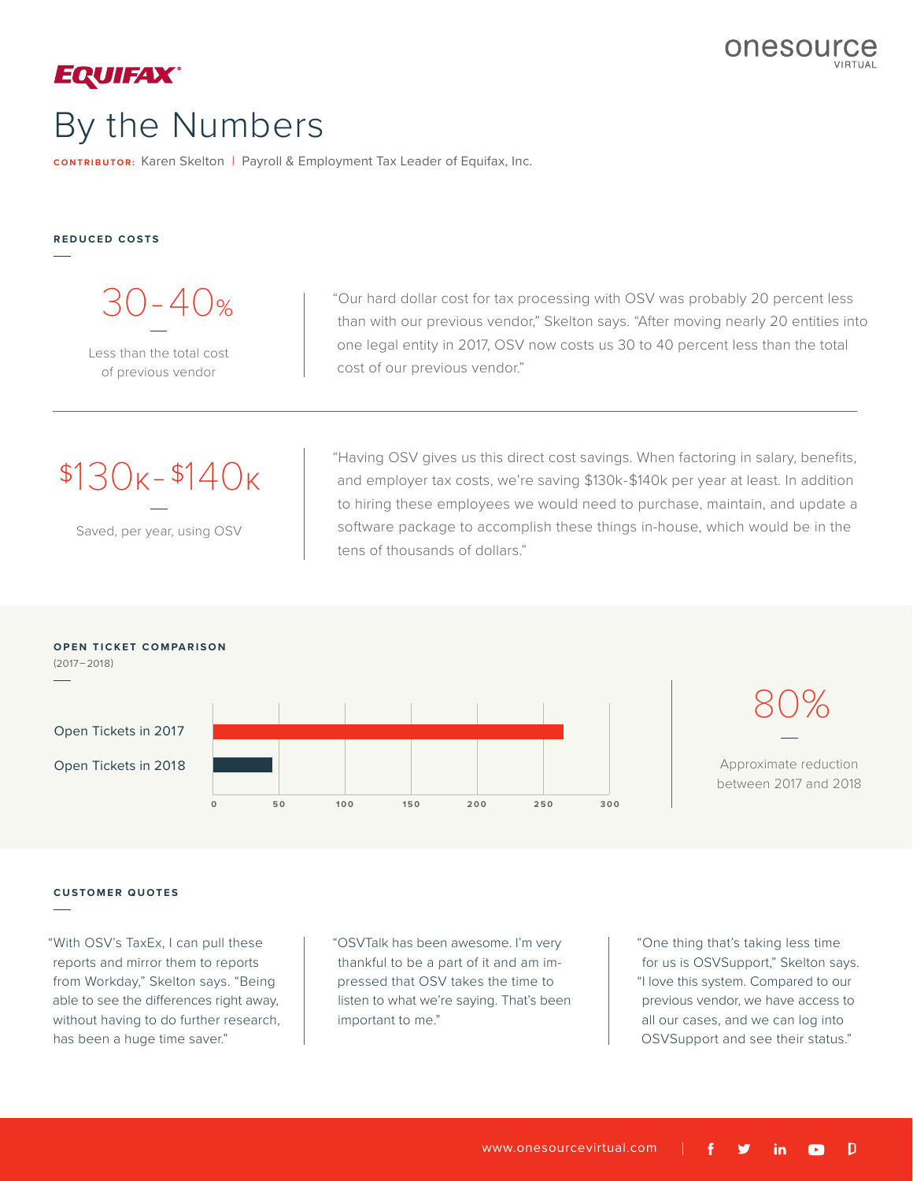EQUIFAX

onesource VIRTUAL

# By the Numbers

**CONTRIBUTOR:** Karen Skelton | Payroll & Employment Tax Leader of Equifax, Inc.

## REDUCED COSTS

**30-40%**

Less than the total cost of previous vendor

"Our hard dollar cost for tax processing with OSV was probably 20 percent less than with our previous vendor," Skelton says. "After moving nearly 20 entities into one legal entity in 2017, OSV now costs us 30 to 40 percent less than the total cost of our previous vendor."

**$130K-$140K**

Saved, per year, using OSV

"Having OSV gives us this direct cost savings. When factoring in salary, benefits, and employer tax costs, we're saving $130k-$140k per year at least. In addition to hiring these employees we would need to purchase, maintain, and update a software package to accomplish these things in-house, which would be in the tens of thousands of dollars."

## OPEN TICKET COMPARISON

(2017–2018)

Open Tickets in 2017

Open Tickets in 2018

0 50 100 150 200 250 300

**80%**

Approximate reduction between 2017 and 2018

## CUSTOMER QUOTES

"With OSV's TaxEx, I can pull these reports and mirror them to reports from Workday," Skelton says. "Being able to see the differences right away, without having to do further research, has been a huge time saver."

"OSVTalk has been awesome. I'm very thankful to be a part of it and am impressed that OSV takes the time to listen to what we're saying. That's been important to me."

"One thing that's taking less time for us is OSVSupport," Skelton says. "I love this system. Compared to our previous vendor, we have access to all our cases, and we can log into OSVSupport and see their status."

www.onesourcevirtual.com